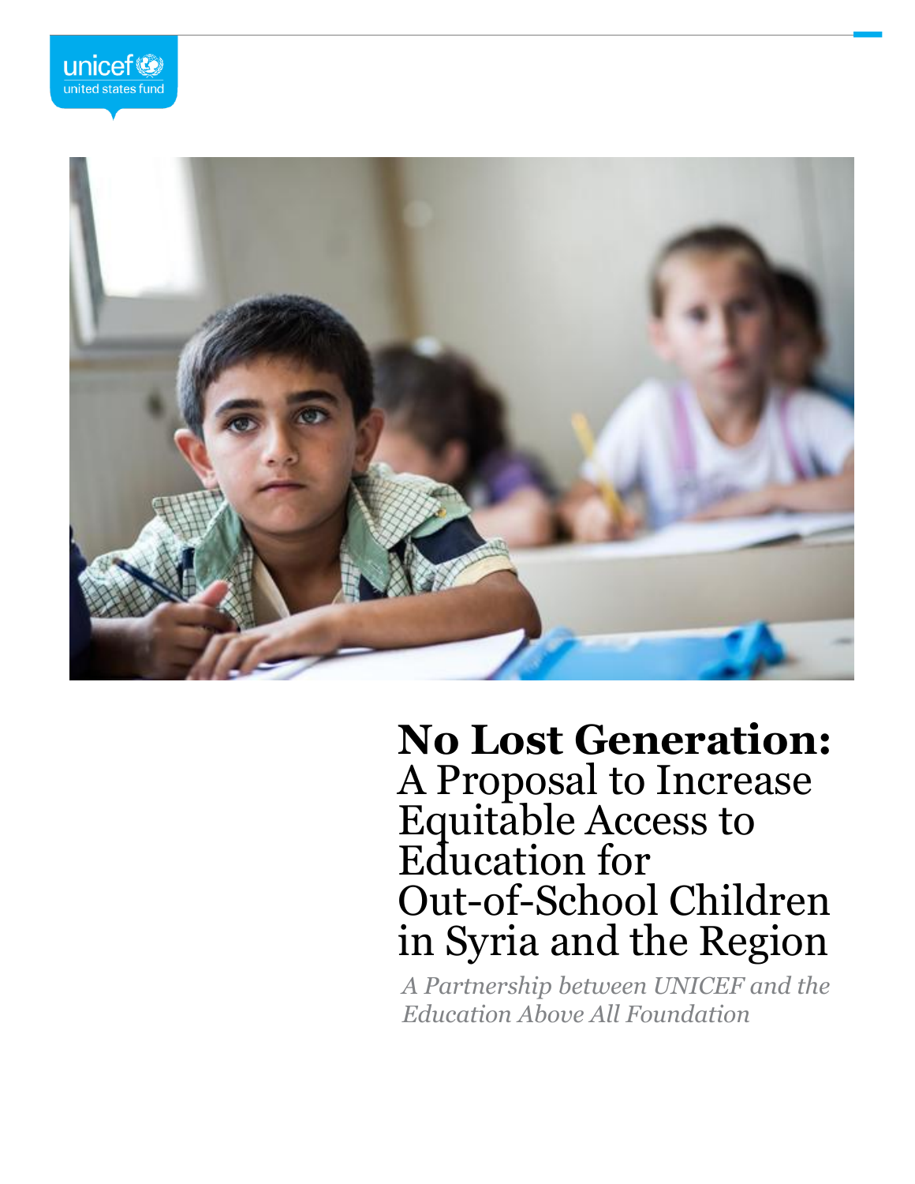unicef
united states fund

# No Lost Generation: A Proposal to Increase Equitable Access to Education for Out-of-School Children in Syria and the Region

*A Partnership between UNICEF and the Education Above All Foundation*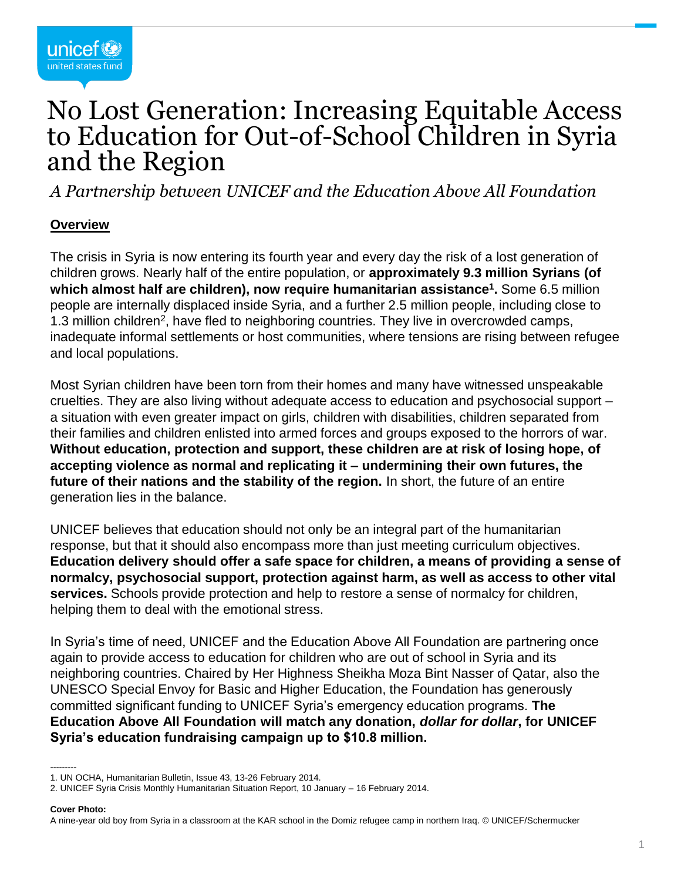unicef
united states fund

# No Lost Generation: Increasing Equitable Access to Education for Out-of-School Children in Syria and the Region

*A Partnership between UNICEF and the Education Above All Foundation*

## Overview

The crisis in Syria is now entering its fourth year and every day the risk of a lost generation of children grows. Nearly half of the entire population, or **approximately 9.3 million Syrians (of which almost half are children), now require humanitarian assistance[1].** Some 6.5 million people are internally displaced inside Syria, and a further 2.5 million people, including close to 1.3 million children[2], have fled to neighboring countries. They live in overcrowded camps, inadequate informal settlements or host communities, where tensions are rising between refugee and local populations.

Most Syrian children have been torn from their homes and many have witnessed unspeakable cruelties. They are also living without adequate access to education and psychosocial support – a situation with even greater impact on girls, children with disabilities, children separated from their families and children enlisted into armed forces and groups exposed to the horrors of war. **Without education, protection and support, these children are at risk of losing hope, of accepting violence as normal and replicating it – undermining their own futures, the future of their nations and the stability of the region.** In short, the future of an entire generation lies in the balance.

UNICEF believes that education should not only be an integral part of the humanitarian response, but that it should also encompass more than just meeting curriculum objectives. **Education delivery should offer a safe space for children, a means of providing a sense of normalcy, psychosocial support, protection against harm, as well as access to other vital services.** Schools provide protection and help to restore a sense of normalcy for children, helping them to deal with the emotional stress.

In Syria's time of need, UNICEF and the Education Above All Foundation are partnering once again to provide access to education for children who are out of school in Syria and its neighboring countries. Chaired by Her Highness Sheikha Moza Bint Nasser of Qatar, also the UNESCO Special Envoy for Basic and Higher Education, the Foundation has generously committed significant funding to UNICEF Syria's emergency education programs. **The Education Above All Foundation will match any donation, *dollar for dollar*, for UNICEF Syria's education fundraising campaign up to $10.8 million.**

---------

1. UN OCHA, Humanitarian Bulletin, Issue 43, 13-26 February 2014.
2. UNICEF Syria Crisis Monthly Humanitarian Situation Report, 10 January – 16 February 2014.

**Cover Photo:**
A nine-year old boy from Syria in a classroom at the KAR school in the Domiz refugee camp in northern Iraq. © UNICEF/Schermucker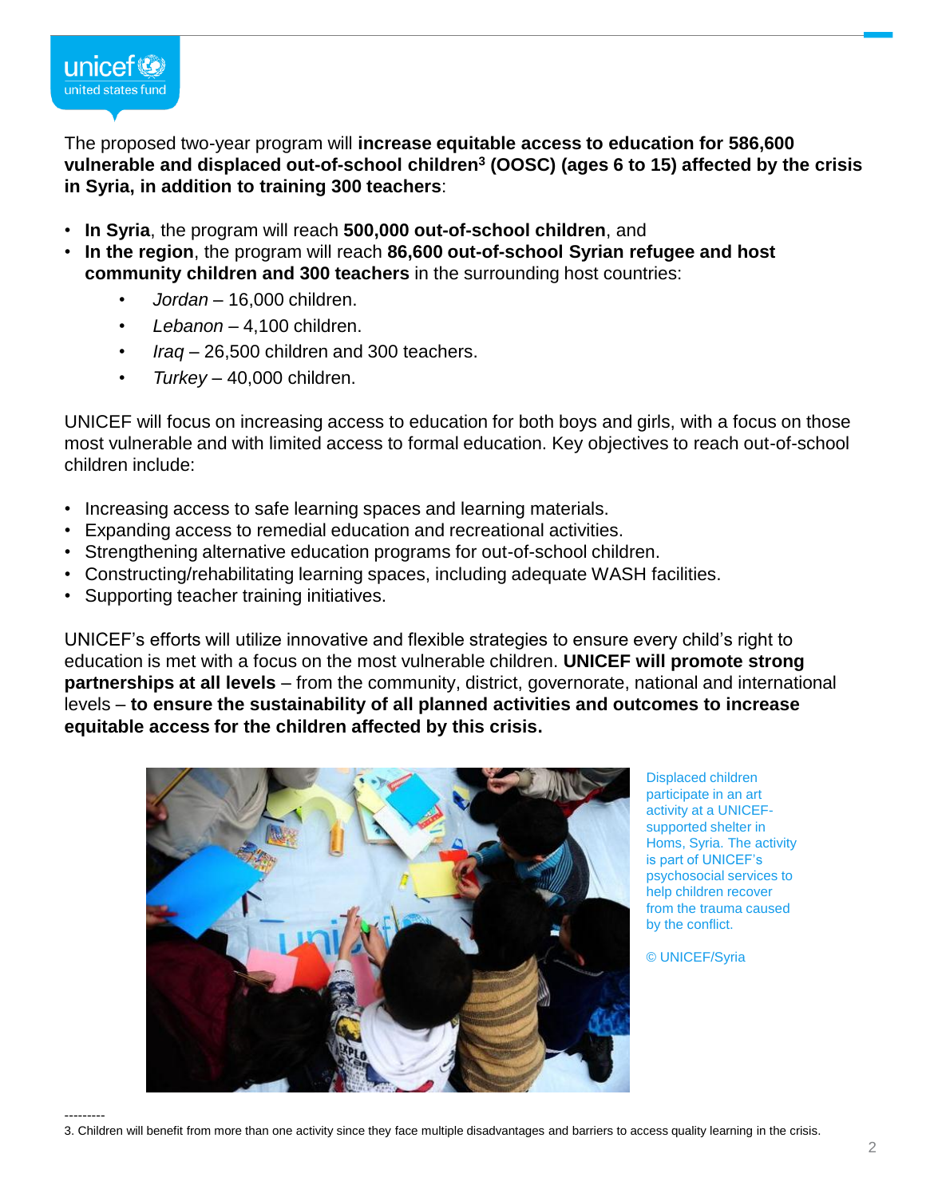The proposed two-year program will **increase equitable access to education for 586,600 vulnerable and displaced out-of-school children[3] (OOSC) (ages 6 to 15) affected by the crisis in Syria, in addition to training 300 teachers**:

- **In Syria**, the program will reach **500,000 out-of-school children**, and
- **In the region**, the program will reach **86,600 out-of-school Syrian refugee and host community children and 300 teachers** in the surrounding host countries:
    - *Jordan* – 16,000 children.
    - *Lebanon* – 4,100 children.
    - *Iraq* – 26,500 children and 300 teachers.
    - *Turkey* – 40,000 children.

UNICEF will focus on increasing access to education for both boys and girls, with a focus on those most vulnerable and with limited access to formal education. Key objectives to reach out-of-school children include:

- Increasing access to safe learning spaces and learning materials.
- Expanding access to remedial education and recreational activities.
- Strengthening alternative education programs for out-of-school children.
- Constructing/rehabilitating learning spaces, including adequate WASH facilities.
- Supporting teacher training initiatives.

UNICEF's efforts will utilize innovative and flexible strategies to ensure every child's right to education is met with a focus on the most vulnerable children. **UNICEF will promote strong partnerships at all levels** – from the community, district, governorate, national and international levels – **to ensure the sustainability of all planned activities and outcomes to increase equitable access for the children affected by this crisis.**

Displaced children participate in an art activity at a UNICEF-supported shelter in Homs, Syria. The activity is part of UNICEF's psychosocial services to help children recover from the trauma caused by the conflict.

© UNICEF/Syria

---------

3. Children will benefit from more than one activity since they face multiple disadvantages and barriers to access quality learning in the crisis.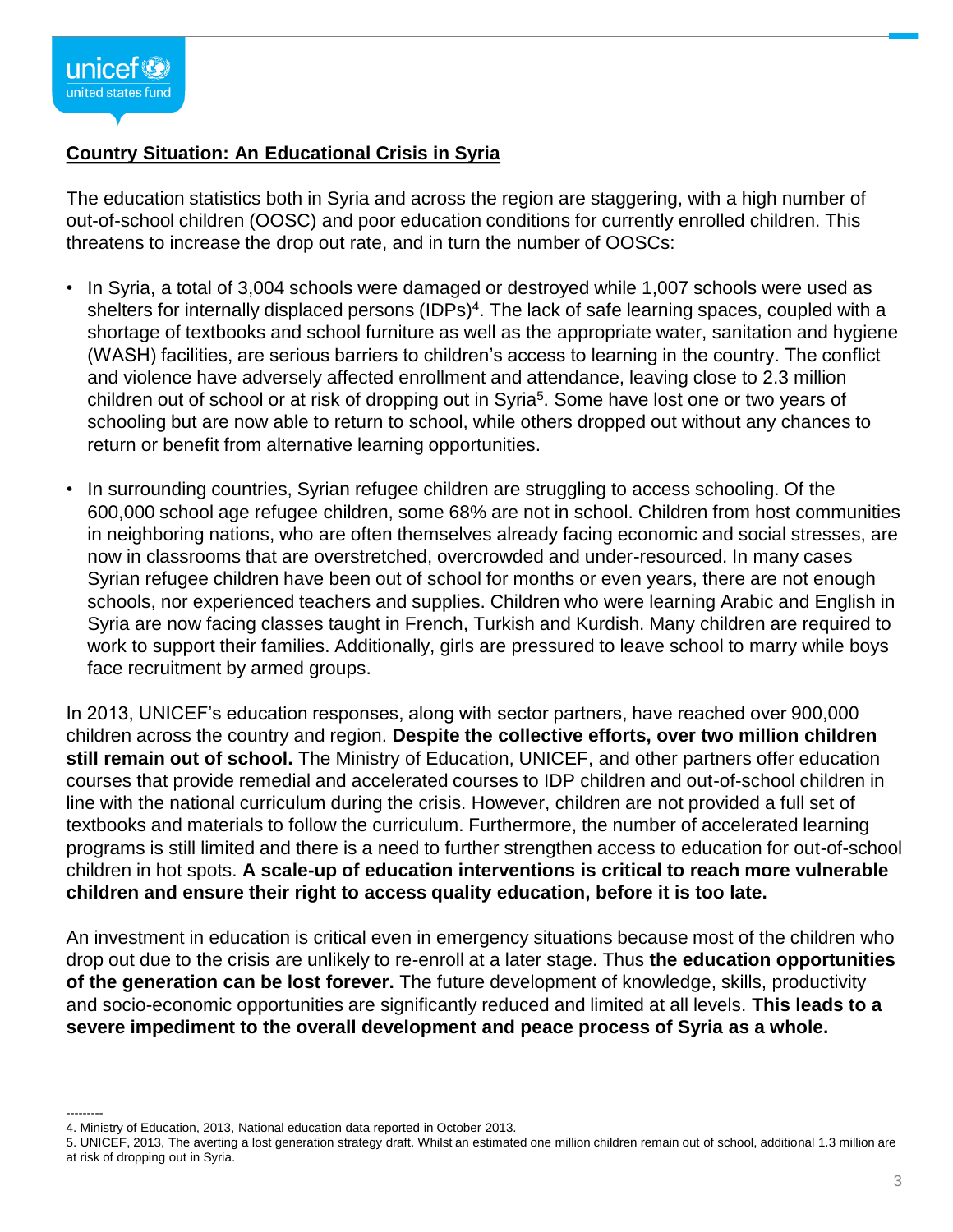## Country Situation: An Educational Crisis in Syria

The education statistics both in Syria and across the region are staggering, with a high number of out-of-school children (OOSC) and poor education conditions for currently enrolled children. This threatens to increase the drop out rate, and in turn the number of OOSCs:

- In Syria, a total of 3,004 schools were damaged or destroyed while 1,007 schools were used as shelters for internally displaced persons (IDPs)[4]. The lack of safe learning spaces, coupled with a shortage of textbooks and school furniture as well as the appropriate water, sanitation and hygiene (WASH) facilities, are serious barriers to children's access to learning in the country. The conflict and violence have adversely affected enrollment and attendance, leaving close to 2.3 million children out of school or at risk of dropping out in Syria[5]. Some have lost one or two years of schooling but are now able to return to school, while others dropped out without any chances to return or benefit from alternative learning opportunities.

- In surrounding countries, Syrian refugee children are struggling to access schooling. Of the 600,000 school age refugee children, some 68% are not in school. Children from host communities in neighboring nations, who are often themselves already facing economic and social stresses, are now in classrooms that are overstretched, overcrowded and under-resourced. In many cases Syrian refugee children have been out of school for months or even years, there are not enough schools, nor experienced teachers and supplies. Children who were learning Arabic and English in Syria are now facing classes taught in French, Turkish and Kurdish. Many children are required to work to support their families. Additionally, girls are pressured to leave school to marry while boys face recruitment by armed groups.

In 2013, UNICEF's education responses, along with sector partners, have reached over 900,000 children across the country and region. **Despite the collective efforts, over two million children still remain out of school.** The Ministry of Education, UNICEF, and other partners offer education courses that provide remedial and accelerated courses to IDP children and out-of-school children in line with the national curriculum during the crisis. However, children are not provided a full set of textbooks and materials to follow the curriculum. Furthermore, the number of accelerated learning programs is still limited and there is a need to further strengthen access to education for out-of-school children in hot spots. **A scale-up of education interventions is critical to reach more vulnerable children and ensure their right to access quality education, before it is too late.**

An investment in education is critical even in emergency situations because most of the children who drop out due to the crisis are unlikely to re-enroll at a later stage. Thus **the education opportunities of the generation can be lost forever.** The future development of knowledge, skills, productivity and socio-economic opportunities are significantly reduced and limited at all levels. **This leads to a severe impediment to the overall development and peace process of Syria as a whole.**

---------

4. Ministry of Education, 2013, National education data reported in October 2013.
5. UNICEF, 2013, The averting a lost generation strategy draft. Whilst an estimated one million children remain out of school, additional 1.3 million are at risk of dropping out in Syria.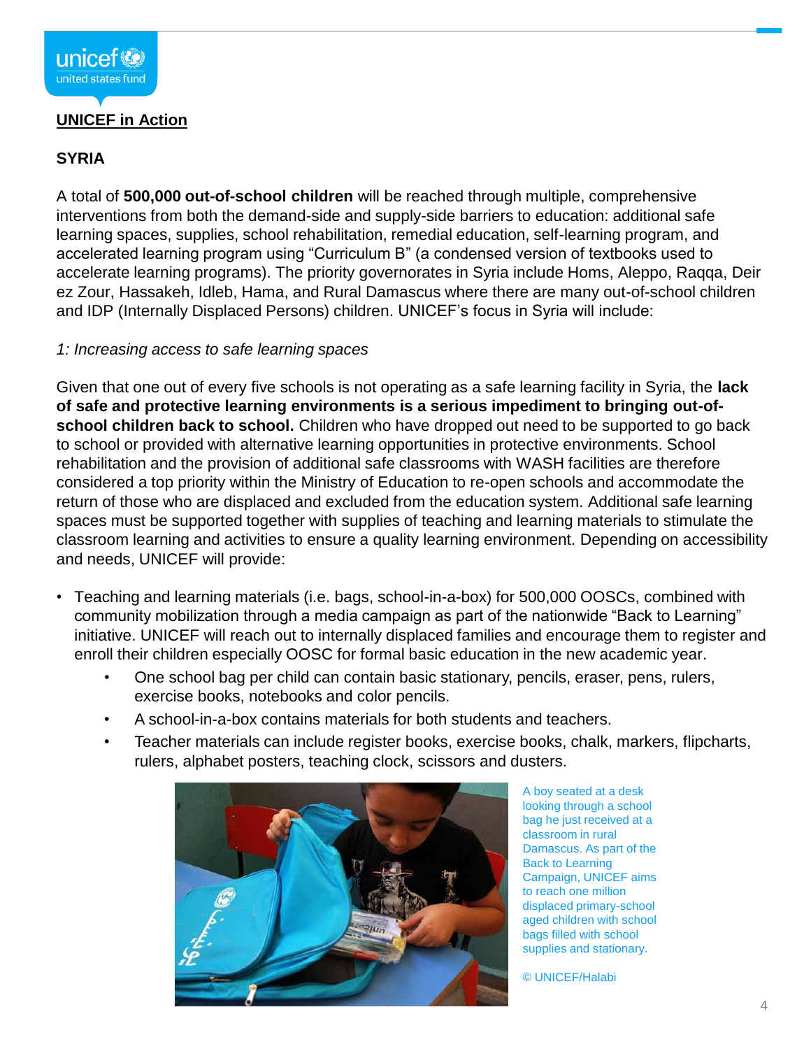**UNICEF in Action**

## SYRIA

A total of **500,000 out-of-school children** will be reached through multiple, comprehensive interventions from both the demand-side and supply-side barriers to education: additional safe learning spaces, supplies, school rehabilitation, remedial education, self-learning program, and accelerated learning program using "Curriculum B" (a condensed version of textbooks used to accelerate learning programs). The priority governorates in Syria include Homs, Aleppo, Raqqa, Deir ez Zour, Hassakeh, Idleb, Hama, and Rural Damascus where there are many out-of-school children and IDP (Internally Displaced Persons) children. UNICEF's focus in Syria will include:

*1: Increasing access to safe learning spaces*

Given that one out of every five schools is not operating as a safe learning facility in Syria, the **lack of safe and protective learning environments is a serious impediment to bringing out-of-school children back to school.** Children who have dropped out need to be supported to go back to school or provided with alternative learning opportunities in protective environments. School rehabilitation and the provision of additional safe classrooms with WASH facilities are therefore considered a top priority within the Ministry of Education to re-open schools and accommodate the return of those who are displaced and excluded from the education system. Additional safe learning spaces must be supported together with supplies of teaching and learning materials to stimulate the classroom learning and activities to ensure a quality learning environment. Depending on accessibility and needs, UNICEF will provide:

- Teaching and learning materials (i.e. bags, school-in-a-box) for 500,000 OOSCs, combined with community mobilization through a media campaign as part of the nationwide "Back to Learning" initiative. UNICEF will reach out to internally displaced families and encourage them to register and enroll their children especially OOSC for formal basic education in the new academic year.
  - One school bag per child can contain basic stationary, pencils, eraser, pens, rulers, exercise books, notebooks and color pencils.
  - A school-in-a-box contains materials for both students and teachers.
  - Teacher materials can include register books, exercise books, chalk, markers, flipcharts, rulers, alphabet posters, teaching clock, scissors and dusters.

A boy seated at a desk looking through a school bag he just received at a classroom in rural Damascus. As part of the Back to Learning Campaign, UNICEF aims to reach one million displaced primary-school aged children with school bags filled with school supplies and stationary.

© UNICEF/Halabi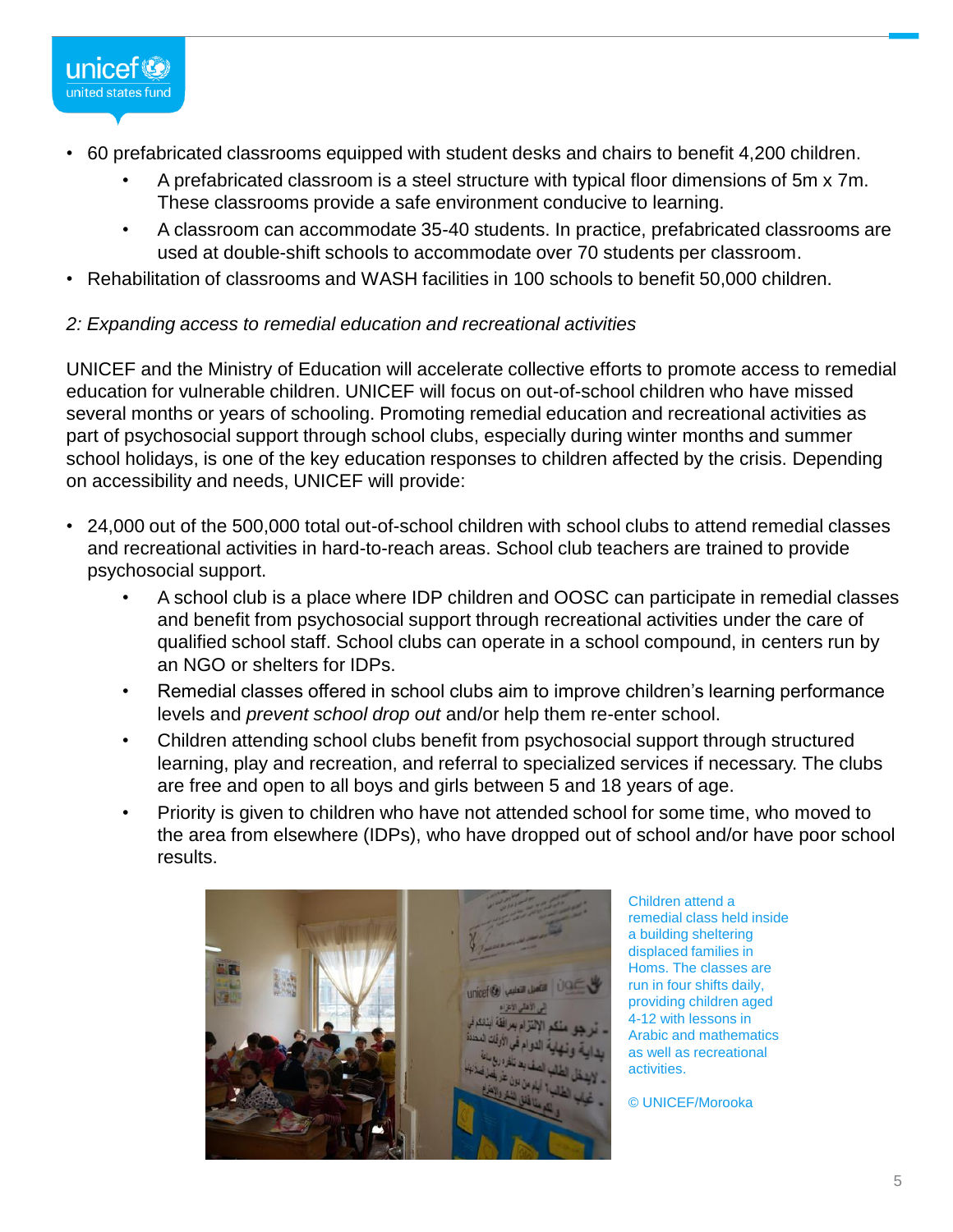- 60 prefabricated classrooms equipped with student desks and chairs to benefit 4,200 children.
    - A prefabricated classroom is a steel structure with typical floor dimensions of 5m x 7m. These classrooms provide a safe environment conducive to learning.
    - A classroom can accommodate 35-40 students. In practice, prefabricated classrooms are used at double-shift schools to accommodate over 70 students per classroom.
- Rehabilitation of classrooms and WASH facilities in 100 schools to benefit 50,000 children.

*2: Expanding access to remedial education and recreational activities*

UNICEF and the Ministry of Education will accelerate collective efforts to promote access to remedial education for vulnerable children. UNICEF will focus on out-of-school children who have missed several months or years of schooling. Promoting remedial education and recreational activities as part of psychosocial support through school clubs, especially during winter months and summer school holidays, is one of the key education responses to children affected by the crisis. Depending on accessibility and needs, UNICEF will provide:

- 24,000 out of the 500,000 total out-of-school children with school clubs to attend remedial classes and recreational activities in hard-to-reach areas. School club teachers are trained to provide psychosocial support.
    - A school club is a place where IDP children and OOSC can participate in remedial classes and benefit from psychosocial support through recreational activities under the care of qualified school staff. School clubs can operate in a school compound, in centers run by an NGO or shelters for IDPs.
    - Remedial classes offered in school clubs aim to improve children's learning performance levels and *prevent school drop out* and/or help them re-enter school.
    - Children attending school clubs benefit from psychosocial support through structured learning, play and recreation, and referral to specialized services if necessary. The clubs are free and open to all boys and girls between 5 and 18 years of age.
    - Priority is given to children who have not attended school for some time, who moved to the area from elsewhere (IDPs), who have dropped out of school and/or have poor school results.

Children attend a remedial class held inside a building sheltering displaced families in Homs. The classes are run in four shifts daily, providing children aged 4-12 with lessons in Arabic and mathematics as well as recreational activities.

© UNICEF/Morooka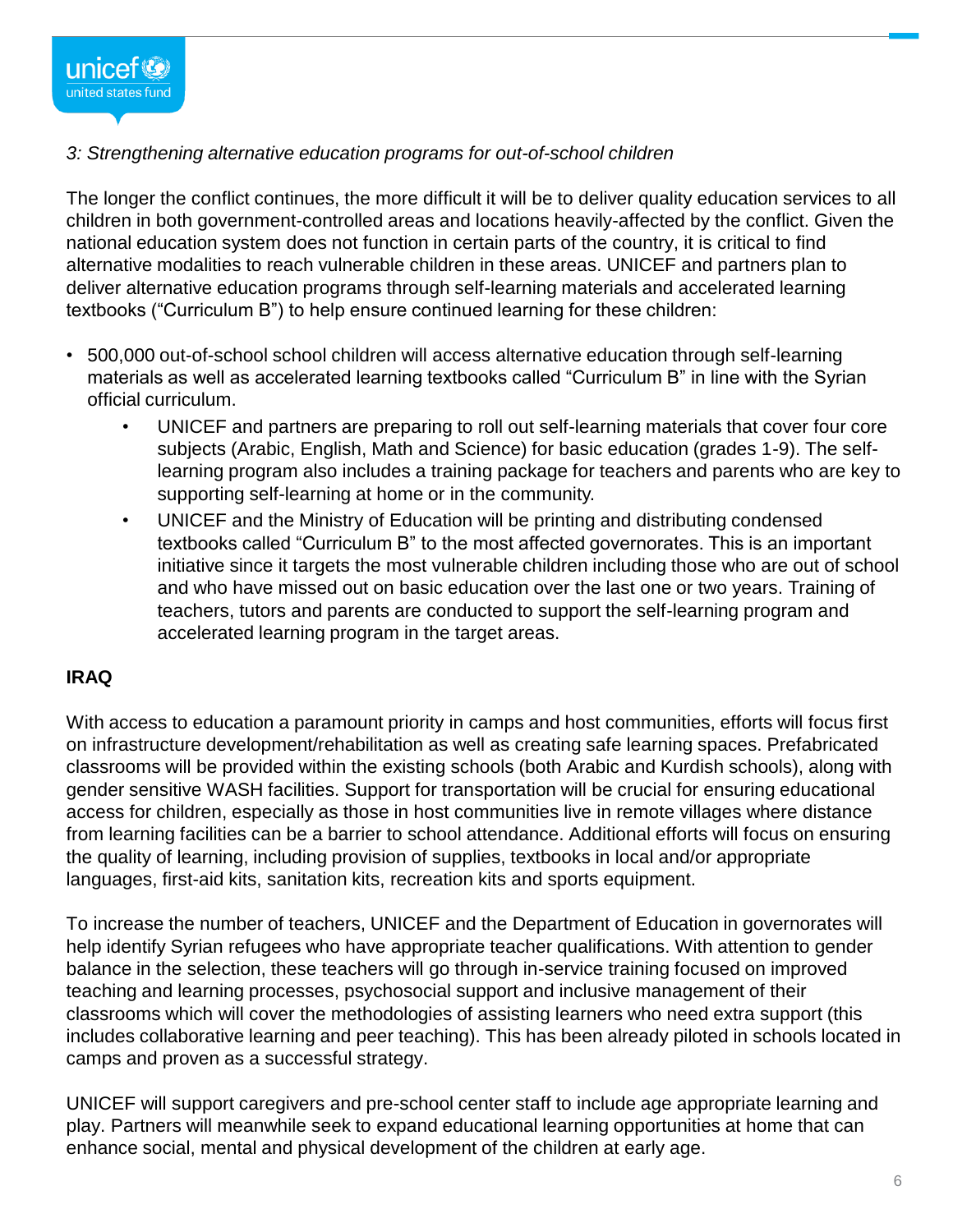*3: Strengthening alternative education programs for out-of-school children*

The longer the conflict continues, the more difficult it will be to deliver quality education services to all children in both government-controlled areas and locations heavily-affected by the conflict. Given the national education system does not function in certain parts of the country, it is critical to find alternative modalities to reach vulnerable children in these areas. UNICEF and partners plan to deliver alternative education programs through self-learning materials and accelerated learning textbooks ("Curriculum B") to help ensure continued learning for these children:

- 500,000 out-of-school school children will access alternative education through self-learning materials as well as accelerated learning textbooks called "Curriculum B" in line with the Syrian official curriculum.
  - UNICEF and partners are preparing to roll out self-learning materials that cover four core subjects (Arabic, English, Math and Science) for basic education (grades 1-9). The self-learning program also includes a training package for teachers and parents who are key to supporting self-learning at home or in the community.
  - UNICEF and the Ministry of Education will be printing and distributing condensed textbooks called "Curriculum B" to the most affected governorates. This is an important initiative since it targets the most vulnerable children including those who are out of school and who have missed out on basic education over the last one or two years. Training of teachers, tutors and parents are conducted to support the self-learning program and accelerated learning program in the target areas.

**IRAQ**

With access to education a paramount priority in camps and host communities, efforts will focus first on infrastructure development/rehabilitation as well as creating safe learning spaces. Prefabricated classrooms will be provided within the existing schools (both Arabic and Kurdish schools), along with gender sensitive WASH facilities. Support for transportation will be crucial for ensuring educational access for children, especially as those in host communities live in remote villages where distance from learning facilities can be a barrier to school attendance. Additional efforts will focus on ensuring the quality of learning, including provision of supplies, textbooks in local and/or appropriate languages, first-aid kits, sanitation kits, recreation kits and sports equipment.

To increase the number of teachers, UNICEF and the Department of Education in governorates will help identify Syrian refugees who have appropriate teacher qualifications. With attention to gender balance in the selection, these teachers will go through in-service training focused on improved teaching and learning processes, psychosocial support and inclusive management of their classrooms which will cover the methodologies of assisting learners who need extra support (this includes collaborative learning and peer teaching). This has been already piloted in schools located in camps and proven as a successful strategy.

UNICEF will support caregivers and pre-school center staff to include age appropriate learning and play. Partners will meanwhile seek to expand educational learning opportunities at home that can enhance social, mental and physical development of the children at early age.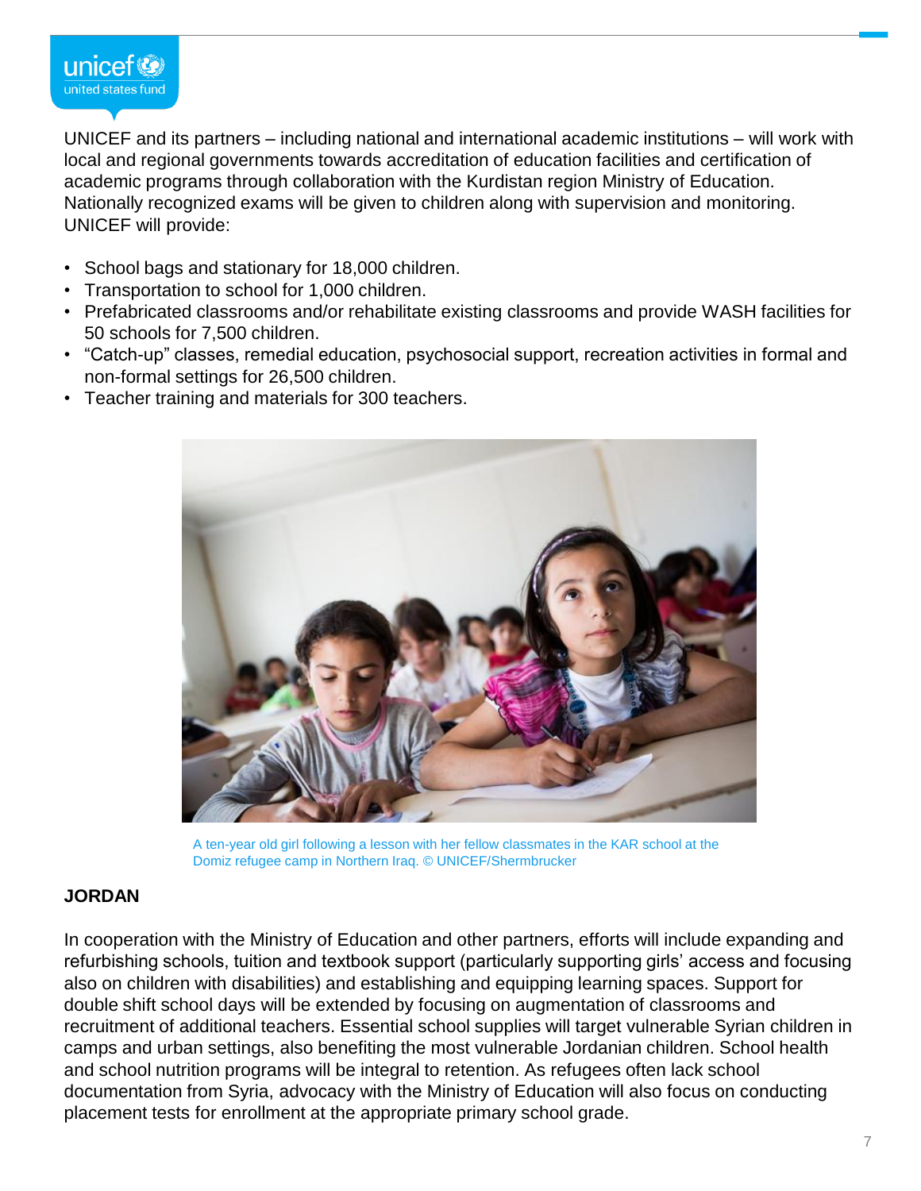UNICEF and its partners – including national and international academic institutions – will work with local and regional governments towards accreditation of education facilities and certification of academic programs through collaboration with the Kurdistan region Ministry of Education. Nationally recognized exams will be given to children along with supervision and monitoring. UNICEF will provide:

- School bags and stationary for 18,000 children.
- Transportation to school for 1,000 children.
- Prefabricated classrooms and/or rehabilitate existing classrooms and provide WASH facilities for 50 schools for 7,500 children.
- "Catch-up" classes, remedial education, psychosocial support, recreation activities in formal and non-formal settings for 26,500 children.
- Teacher training and materials for 300 teachers.

A ten-year old girl following a lesson with her fellow classmates in the KAR school at the Domiz refugee camp in Northern Iraq. © UNICEF/Shermbrucker

**JORDAN**

In cooperation with the Ministry of Education and other partners, efforts will include expanding and refurbishing schools, tuition and textbook support (particularly supporting girls' access and focusing also on children with disabilities) and establishing and equipping learning spaces. Support for double shift school days will be extended by focusing on augmentation of classrooms and recruitment of additional teachers. Essential school supplies will target vulnerable Syrian children in camps and urban settings, also benefiting the most vulnerable Jordanian children. School health and school nutrition programs will be integral to retention. As refugees often lack school documentation from Syria, advocacy with the Ministry of Education will also focus on conducting placement tests for enrollment at the appropriate primary school grade.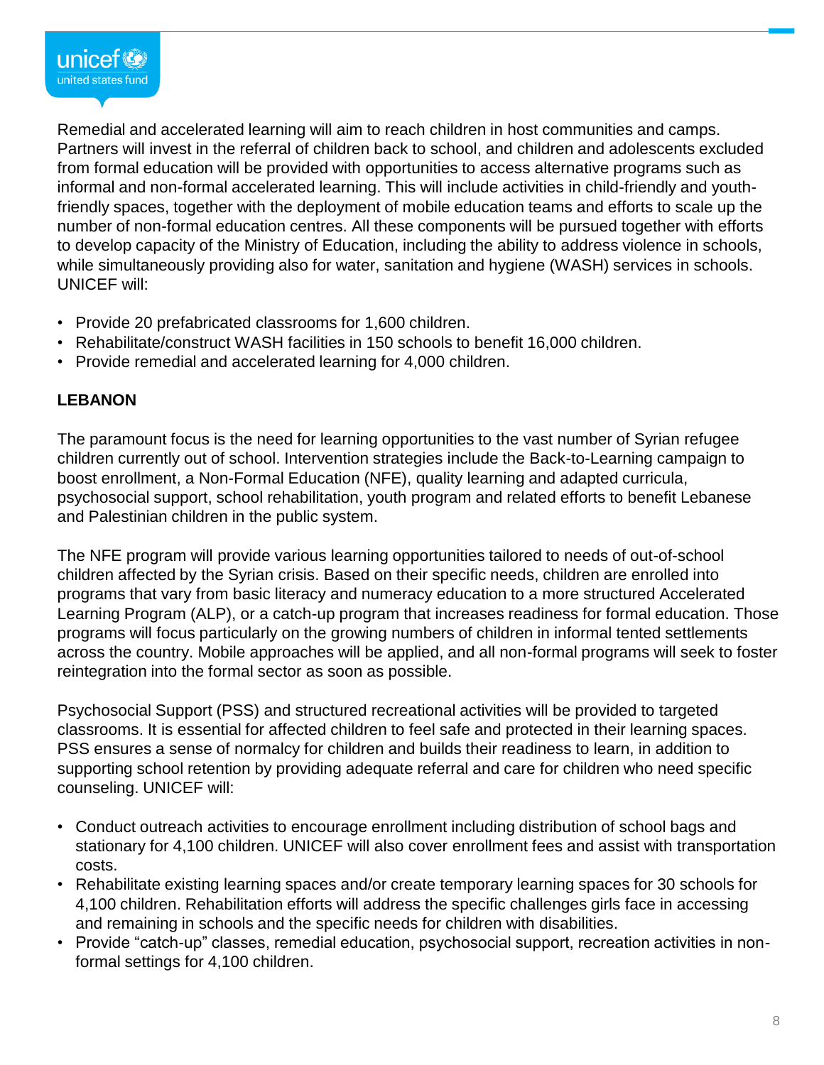Remedial and accelerated learning will aim to reach children in host communities and camps. Partners will invest in the referral of children back to school, and children and adolescents excluded from formal education will be provided with opportunities to access alternative programs such as informal and non-formal accelerated learning. This will include activities in child-friendly and youth-friendly spaces, together with the deployment of mobile education teams and efforts to scale up the number of non-formal education centres. All these components will be pursued together with efforts to develop capacity of the Ministry of Education, including the ability to address violence in schools, while simultaneously providing also for water, sanitation and hygiene (WASH) services in schools. UNICEF will:

- Provide 20 prefabricated classrooms for 1,600 children.
- Rehabilitate/construct WASH facilities in 150 schools to benefit 16,000 children.
- Provide remedial and accelerated learning for 4,000 children.

## LEBANON

The paramount focus is the need for learning opportunities to the vast number of Syrian refugee children currently out of school. Intervention strategies include the Back-to-Learning campaign to boost enrollment, a Non-Formal Education (NFE), quality learning and adapted curricula, psychosocial support, school rehabilitation, youth program and related efforts to benefit Lebanese and Palestinian children in the public system.

The NFE program will provide various learning opportunities tailored to needs of out-of-school children affected by the Syrian crisis. Based on their specific needs, children are enrolled into programs that vary from basic literacy and numeracy education to a more structured Accelerated Learning Program (ALP), or a catch-up program that increases readiness for formal education. Those programs will focus particularly on the growing numbers of children in informal tented settlements across the country. Mobile approaches will be applied, and all non-formal programs will seek to foster reintegration into the formal sector as soon as possible.

Psychosocial Support (PSS) and structured recreational activities will be provided to targeted classrooms. It is essential for affected children to feel safe and protected in their learning spaces. PSS ensures a sense of normalcy for children and builds their readiness to learn, in addition to supporting school retention by providing adequate referral and care for children who need specific counseling. UNICEF will:

- Conduct outreach activities to encourage enrollment including distribution of school bags and stationary for 4,100 children. UNICEF will also cover enrollment fees and assist with transportation costs.
- Rehabilitate existing learning spaces and/or create temporary learning spaces for 30 schools for 4,100 children. Rehabilitation efforts will address the specific challenges girls face in accessing and remaining in schools and the specific needs for children with disabilities.
- Provide “catch-up” classes, remedial education, psychosocial support, recreation activities in non-formal settings for 4,100 children.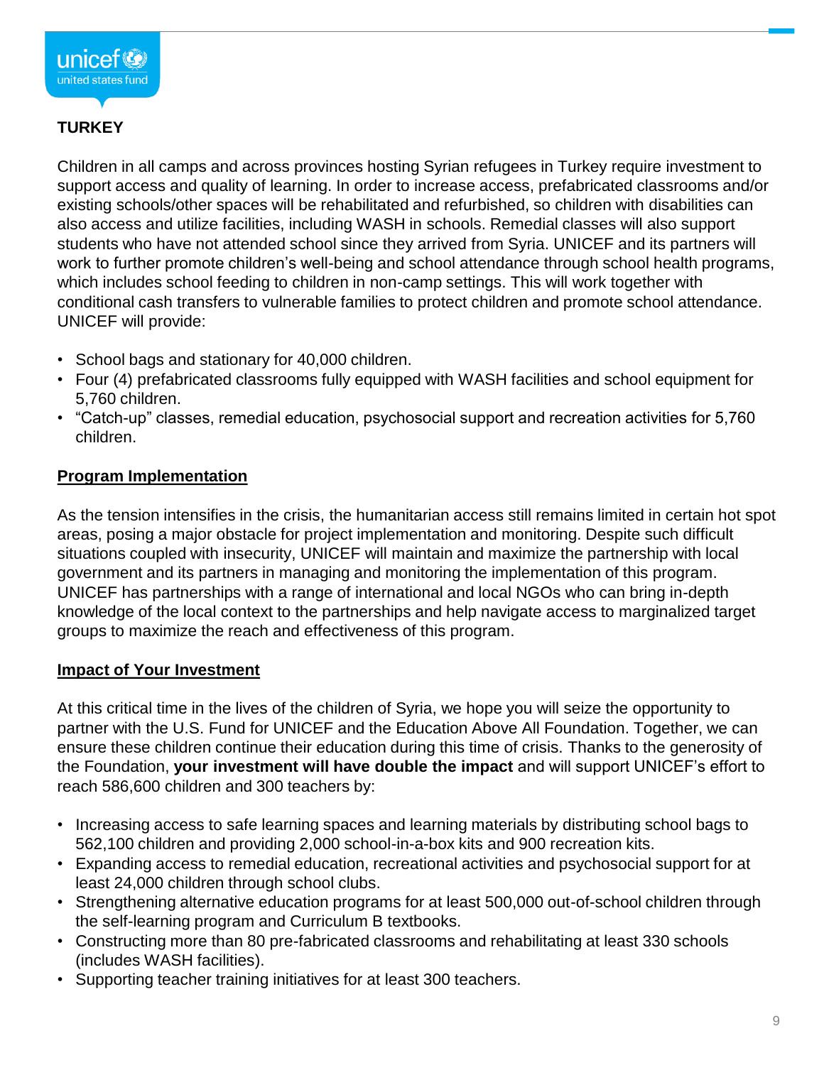## TURKEY

Children in all camps and across provinces hosting Syrian refugees in Turkey require investment to support access and quality of learning. In order to increase access, prefabricated classrooms and/or existing schools/other spaces will be rehabilitated and refurbished, so children with disabilities can also access and utilize facilities, including WASH in schools. Remedial classes will also support students who have not attended school since they arrived from Syria. UNICEF and its partners will work to further promote children's well-being and school attendance through school health programs, which includes school feeding to children in non-camp settings. This will work together with conditional cash transfers to vulnerable families to protect children and promote school attendance. UNICEF will provide:

- School bags and stationary for 40,000 children.
- Four (4) prefabricated classrooms fully equipped with WASH facilities and school equipment for 5,760 children.
- "Catch-up" classes, remedial education, psychosocial support and recreation activities for 5,760 children.

### Program Implementation

As the tension intensifies in the crisis, the humanitarian access still remains limited in certain hot spot areas, posing a major obstacle for project implementation and monitoring. Despite such difficult situations coupled with insecurity, UNICEF will maintain and maximize the partnership with local government and its partners in managing and monitoring the implementation of this program. UNICEF has partnerships with a range of international and local NGOs who can bring in-depth knowledge of the local context to the partnerships and help navigate access to marginalized target groups to maximize the reach and effectiveness of this program.

### Impact of Your Investment

At this critical time in the lives of the children of Syria, we hope you will seize the opportunity to partner with the U.S. Fund for UNICEF and the Education Above All Foundation. Together, we can ensure these children continue their education during this time of crisis. Thanks to the generosity of the Foundation, **your investment will have double the impact** and will support UNICEF's effort to reach 586,600 children and 300 teachers by:

- Increasing access to safe learning spaces and learning materials by distributing school bags to 562,100 children and providing 2,000 school-in-a-box kits and 900 recreation kits.
- Expanding access to remedial education, recreational activities and psychosocial support for at least 24,000 children through school clubs.
- Strengthening alternative education programs for at least 500,000 out-of-school children through the self-learning program and Curriculum B textbooks.
- Constructing more than 80 pre-fabricated classrooms and rehabilitating at least 330 schools (includes WASH facilities).
- Supporting teacher training initiatives for at least 300 teachers.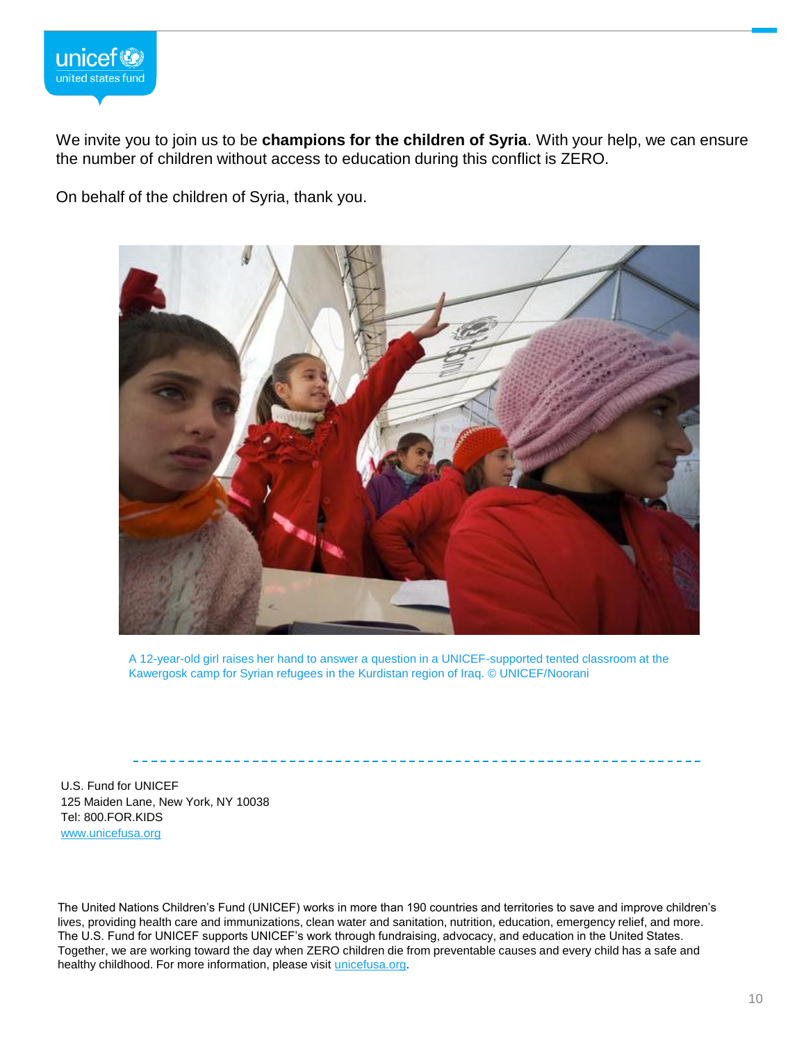We invite you to join us to be **champions for the children of Syria**. With your help, we can ensure the number of children without access to education during this conflict is ZERO.

On behalf of the children of Syria, thank you.

A 12-year-old girl raises her hand to answer a question in a UNICEF-supported tented classroom at the Kawergosk camp for Syrian refugees in the Kurdistan region of Iraq. © UNICEF/Noorani

U.S. Fund for UNICEF
125 Maiden Lane, New York, NY 10038
Tel: 800.FOR.KIDS
www.unicefusa.org

The United Nations Children's Fund (UNICEF) works in more than 190 countries and territories to save and improve children's lives, providing health care and immunizations, clean water and sanitation, nutrition, education, emergency relief, and more. The U.S. Fund for UNICEF supports UNICEF's work through fundraising, advocacy, and education in the United States. Together, we are working toward the day when ZERO children die from preventable causes and every child has a safe and healthy childhood. For more information, please visit unicefusa.org.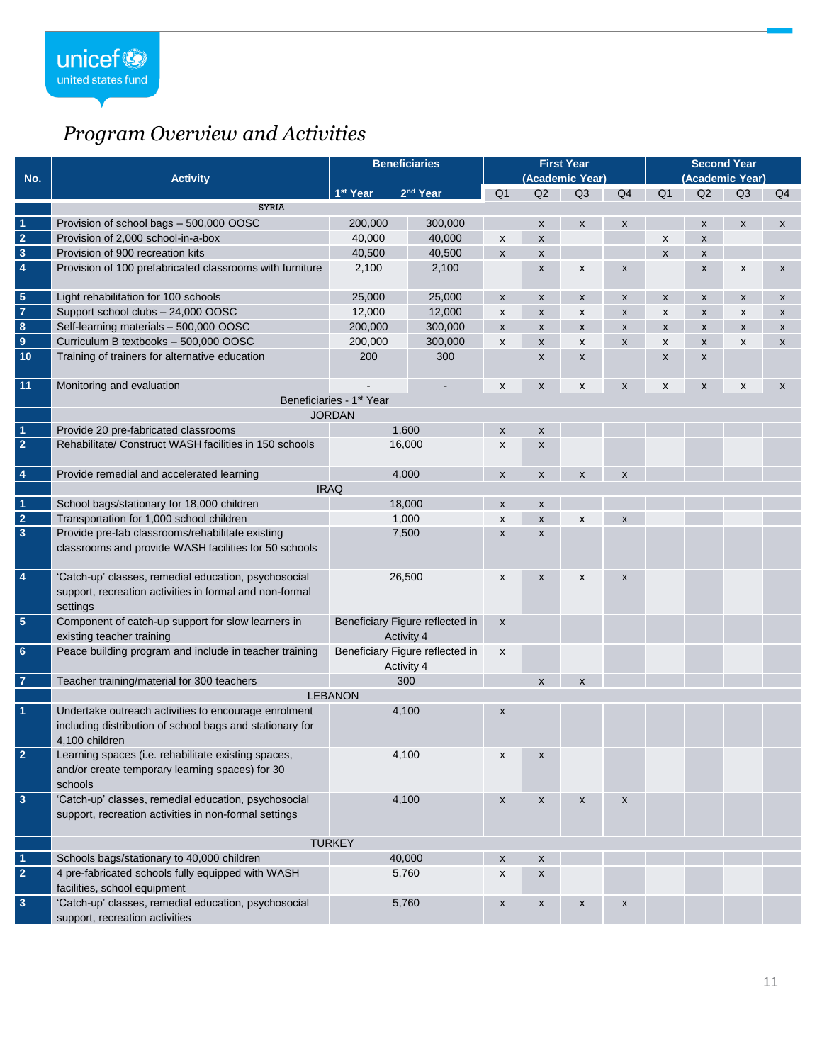# *Program Overview and Activities*

| No. | Activity | Beneficiaries | | First Year (Academic Year) | | | | Second Year (Academic Year) | | | |
|---|---|---|---|---|---|---|---|---|---|---|---|
| | | 1st Year | 2nd Year | Q1 | Q2 | Q3 | Q4 | Q1 | Q2 | Q3 | Q4 |
| | SYRIA | | | | | | | | | | |
| 1 | Provision of school bags – 500,000 OOSC | 200,000 | 300,000 | | x | x | x | | x | x | x |
| 2 | Provision of 2,000 school-in-a-box | 40,000 | 40,000 | x | x | | | x | x | | |
| 3 | Provision of 900 recreation kits | 40,500 | 40,500 | x | x | | | x | x | | |
| 4 | Provision of 100 prefabricated classrooms with furniture | 2,100 | 2,100 | | x | x | x | | x | x | x |
| 5 | Light rehabilitation for 100 schools | 25,000 | 25,000 | x | x | x | x | x | x | x | x |
| 7 | Support school clubs – 24,000 OOSC | 12,000 | 12,000 | x | x | x | x | x | x | x | x |
| 8 | Self-learning materials – 500,000 OOSC | 200,000 | 300,000 | x | x | x | x | x | x | x | x |
| 9 | Curriculum B textbooks – 500,000 OOSC | 200,000 | 300,000 | x | x | x | x | x | x | x | x |
| 10 | Training of trainers for alternative education | 200 | 300 | | x | x | | x | x | | |
| 11 | Monitoring and evaluation | - | - | x | x | x | x | x | x | x | x |
| | Beneficiaries - 1st Year | | | | | | | | | | |
| | JORDAN | | | | | | | | | | |
| 1 | Provide 20 pre-fabricated classrooms | 1,600 | | x | x | | | | | | |
| 2 | Rehabilitate/ Construct WASH facilities in 150 schools | 16,000 | | x | x | | | | | | |
| 4 | Provide remedial and accelerated learning | 4,000 | | x | x | x | x | | | | |
| | IRAQ | | | | | | | | | | |
| 1 | School bags/stationary for 18,000 children | 18,000 | | x | x | | | | | | |
| 2 | Transportation for 1,000 school children | 1,000 | | x | x | x | x | | | | |
| 3 | Provide pre-fab classrooms/rehabilitate existing classrooms and provide WASH facilities for 50 schools | 7,500 | | x | x | | | | | | |
| 4 | 'Catch-up' classes, remedial education, psychosocial support, recreation activities in formal and non-formal settings | 26,500 | | x | x | x | x | | | | |
| 5 | Component of catch-up support for slow learners in existing teacher training | Beneficiary Figure reflected in Activity 4 | | x | | | | | | | |
| 6 | Peace building program and include in teacher training | Beneficiary Figure reflected in Activity 4 | | x | | | | | | | |
| 7 | Teacher training/material for 300 teachers | 300 | | | x | x | | | | | |
| | LEBANON | | | | | | | | | | |
| 1 | Undertake outreach activities to encourage enrolment including distribution of school bags and stationary for 4,100 children | 4,100 | | x | | | | | | | |
| 2 | Learning spaces (i.e. rehabilitate existing spaces, and/or create temporary learning spaces) for 30 schools | 4,100 | | x | x | | | | | | |
| 3 | 'Catch-up' classes, remedial education, psychosocial support, recreation activities in non-formal settings | 4,100 | | x | x | x | x | | | | |
| | TURKEY | | | | | | | | | | |
| 1 | Schools bags/stationary to 40,000 children | 40,000 | | x | x | | | | | | |
| 2 | 4 pre-fabricated schools fully equipped with WASH facilities, school equipment | 5,760 | | x | x | | | | | | |
| 3 | 'Catch-up' classes, remedial education, psychosocial support, recreation activities | 5,760 | | x | x | x | x | | | | |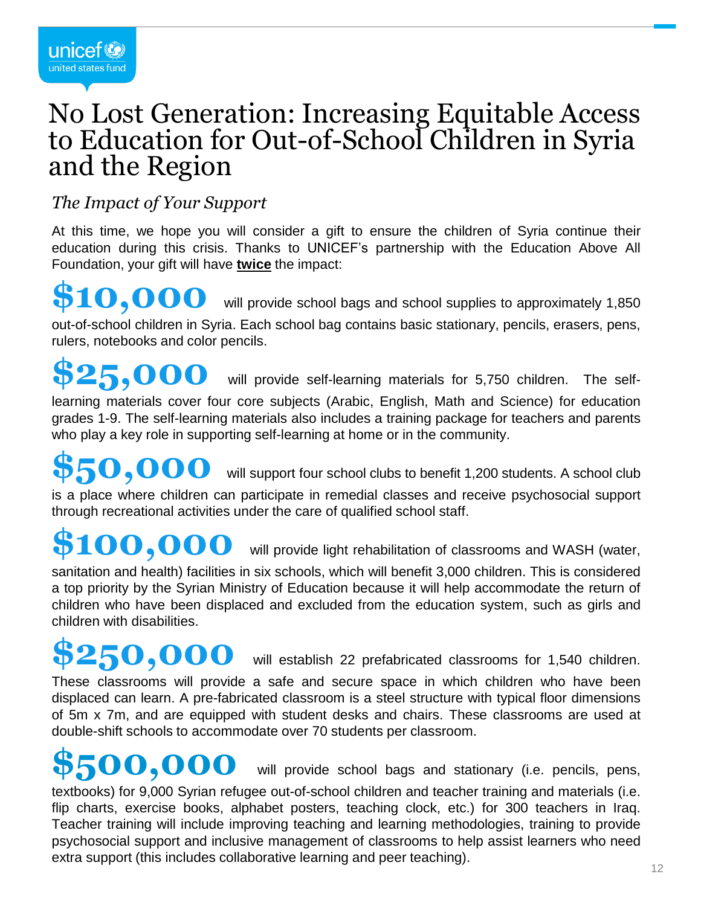# No Lost Generation: Increasing Equitable Access to Education for Out-of-School Children in Syria and the Region

## *The Impact of Your Support*

At this time, we hope you will consider a gift to ensure the children of Syria continue their education during this crisis. Thanks to UNICEF's partnership with the Education Above All Foundation, your gift will have **twice** the impact:

**$10,000** will provide school bags and school supplies to approximately 1,850 out-of-school children in Syria. Each school bag contains basic stationary, pencils, erasers, pens, rulers, notebooks and color pencils.

**$25,000** will provide self-learning materials for 5,750 children. The self-learning materials cover four core subjects (Arabic, English, Math and Science) for education grades 1-9. The self-learning materials also includes a training package for teachers and parents who play a key role in supporting self-learning at home or in the community.

**$50,000** will support four school clubs to benefit 1,200 students. A school club is a place where children can participate in remedial classes and receive psychosocial support through recreational activities under the care of qualified school staff.

**$100,000** will provide light rehabilitation of classrooms and WASH (water, sanitation and health) facilities in six schools, which will benefit 3,000 children. This is considered a top priority by the Syrian Ministry of Education because it will help accommodate the return of children who have been displaced and excluded from the education system, such as girls and children with disabilities.

**$250,000** will establish 22 prefabricated classrooms for 1,540 children. These classrooms will provide a safe and secure space in which children who have been displaced can learn. A pre-fabricated classroom is a steel structure with typical floor dimensions of 5m x 7m, and are equipped with student desks and chairs. These classrooms are used at double-shift schools to accommodate over 70 students per classroom.

**$500,000** will provide school bags and stationary (i.e. pencils, pens, textbooks) for 9,000 Syrian refugee out-of-school children and teacher training and materials (i.e. flip charts, exercise books, alphabet posters, teaching clock, etc.) for 300 teachers in Iraq. Teacher training will include improving teaching and learning methodologies, training to provide psychosocial support and inclusive management of classrooms to help assist learners who need extra support (this includes collaborative learning and peer teaching).